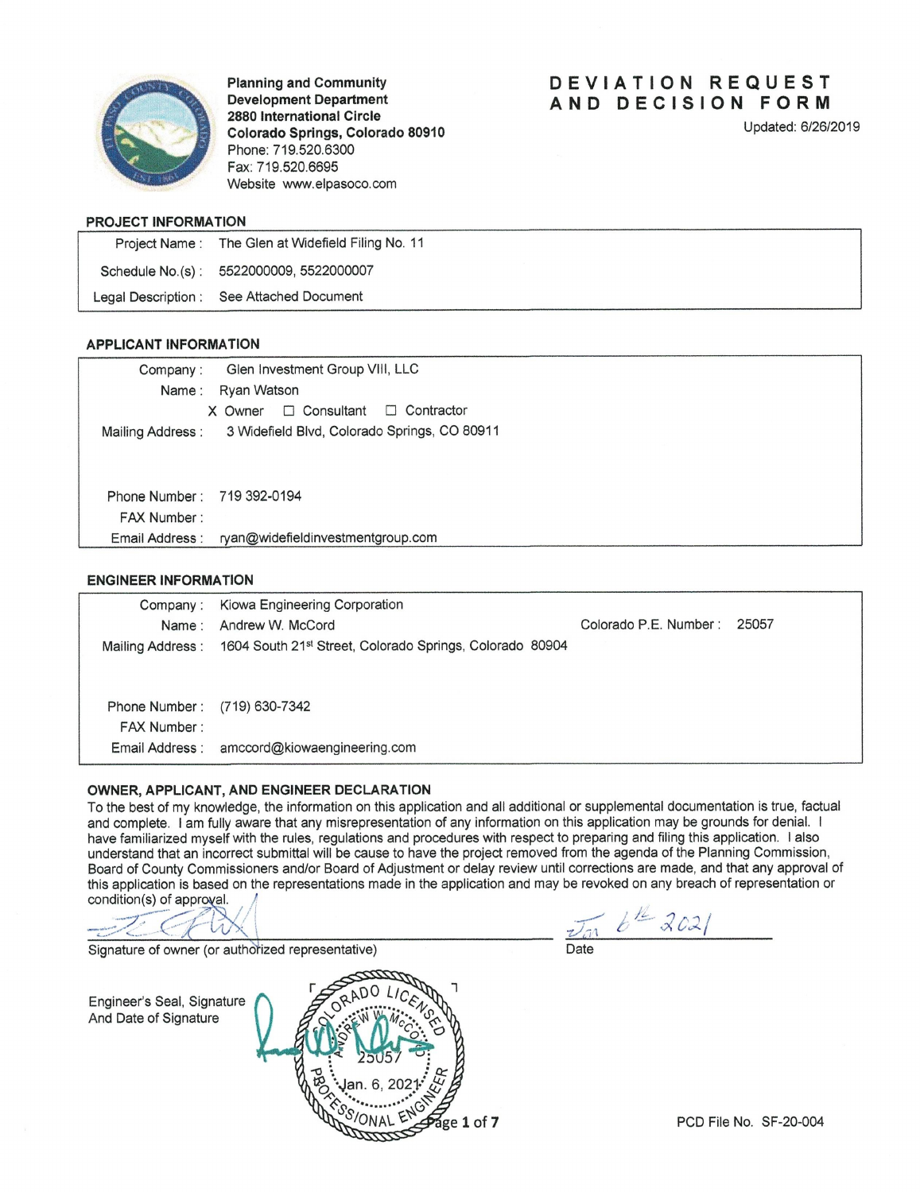Planning and Community Development Department
2880 International Circle
Colorado Springs, Colorado 80910
Phone: 719.520.6300
Fax: 719.520.6695
Website www.elpasoco.com

# DEVIATION REQUEST AND DECISION FORM

Updated: 6/26/2019

## PROJECT INFORMATION

| | |
|---|---|
| Project Name : | The Glen at Widefield Filing No. 11 |
| Schedule No.(s) : | 5522000009, 5522000007 |
| Legal Description : | See Attached Document |

## APPLICANT INFORMATION

| | |
|---|---|
| Company : | Glen Investment Group VIII, LLC |
| Name : | Ryan Watson |
| | X Owner ☐ Consultant ☐ Contractor |
| Mailing Address : | 3 Widefield Blvd, Colorado Springs, CO 80911 |
| Phone Number : | 719 392-0194 |
| FAX Number : | |
| Email Address : | ryan@widefieldinvestmentgroup.com |

## ENGINEER INFORMATION

| | | | |
|---|---|---|---|
| Company : | Kiowa Engineering Corporation | | |
| Name : | Andrew W. McCord | Colorado P.E. Number : | 25057 |
| Mailing Address : | 1604 South 21st Street, Colorado Springs, Colorado 80904 | | |
| Phone Number : | (719) 630-7342 | | |
| FAX Number : | | | |
| Email Address : | amccord@kiowaengineering.com | | |

## OWNER, APPLICANT, AND ENGINEER DECLARATION

To the best of my knowledge, the information on this application and all additional or supplemental documentation is true, factual and complete. I am fully aware that any misrepresentation of any information on this application may be grounds for denial. I have familiarized myself with the rules, regulations and procedures with respect to preparing and filing this application. I also understand that an incorrect submittal will be cause to have the project removed from the agenda of the Planning Commission, Board of County Commissioners and/or Board of Adjustment or delay review until corrections are made, and that any approval of this application is based on the representations made in the application and may be revoked on any breach of representation or condition(s) of approval.

[Signature] Jan 6th 2021

Signature of owner (or authorized representative) Date

Engineer's Seal, Signature And Date of Signature

[Seal: Colorado Licensed Professional Engineer, Andrew W. McCord, 25057, Jan. 6, 2021] [Signature]

PCD File No. SF-20-004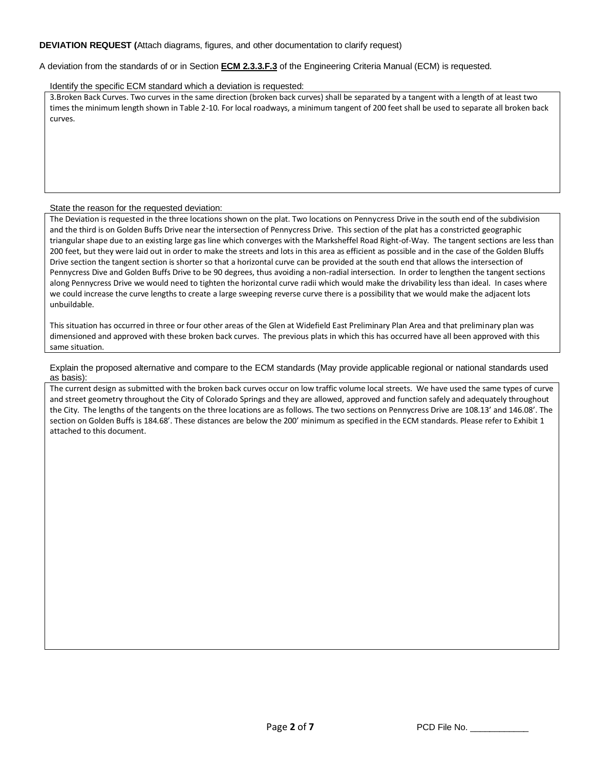**DEVIATION REQUEST (**Attach diagrams, figures, and other documentation to clarify request)

A deviation from the standards of or in Section **ECM 2.3.3.F.3** of the Engineering Criteria Manual (ECM) is requested.

Identify the specific ECM standard which a deviation is requested:

3.Broken Back Curves. Two curves in the same direction (broken back curves) shall be separated by a tangent with a length of at least two times the minimum length shown in Table 2-10. For local roadways, a minimum tangent of 200 feet shall be used to separate all broken back curves.

State the reason for the requested deviation:

The Deviation is requested in the three locations shown on the plat. Two locations on Pennycress Drive in the south end of the subdivision and the third is on Golden Buffs Drive near the intersection of Pennycress Drive. This section of the plat has a constricted geographic triangular shape due to an existing large gas line which converges with the Marksheffel Road Right-of-Way. The tangent sections are less than 200 feet, but they were laid out in order to make the streets and lots in this area as efficient as possible and in the case of the Golden Bluffs Drive section the tangent section is shorter so that a horizontal curve can be provided at the south end that allows the intersection of Pennycress Dive and Golden Buffs Drive to be 90 degrees, thus avoiding a non-radial intersection. In order to lengthen the tangent sections along Pennycress Drive we would need to tighten the horizontal curve radii which would make the drivability less than ideal. In cases where we could increase the curve lengths to create a large sweeping reverse curve there is a possibility that we would make the adjacent lots unbuildable.

This situation has occurred in three or four other areas of the Glen at Widefield East Preliminary Plan Area and that preliminary plan was dimensioned and approved with these broken back curves. The previous plats in which this has occurred have all been approved with this same situation.

Explain the proposed alternative and compare to the ECM standards (May provide applicable regional or national standards used as basis):

The current design as submitted with the broken back curves occur on low traffic volume local streets. We have used the same types of curve and street geometry throughout the City of Colorado Springs and they are allowed, approved and function safely and adequately throughout the City. The lengths of the tangents on the three locations are as follows. The two sections on Pennycress Drive are 108.13' and 146.08'. The section on Golden Buffs is 184.68'. These distances are below the 200' minimum as specified in the ECM standards. Please refer to Exhibit 1 attached to this document.

PCD File No. ____________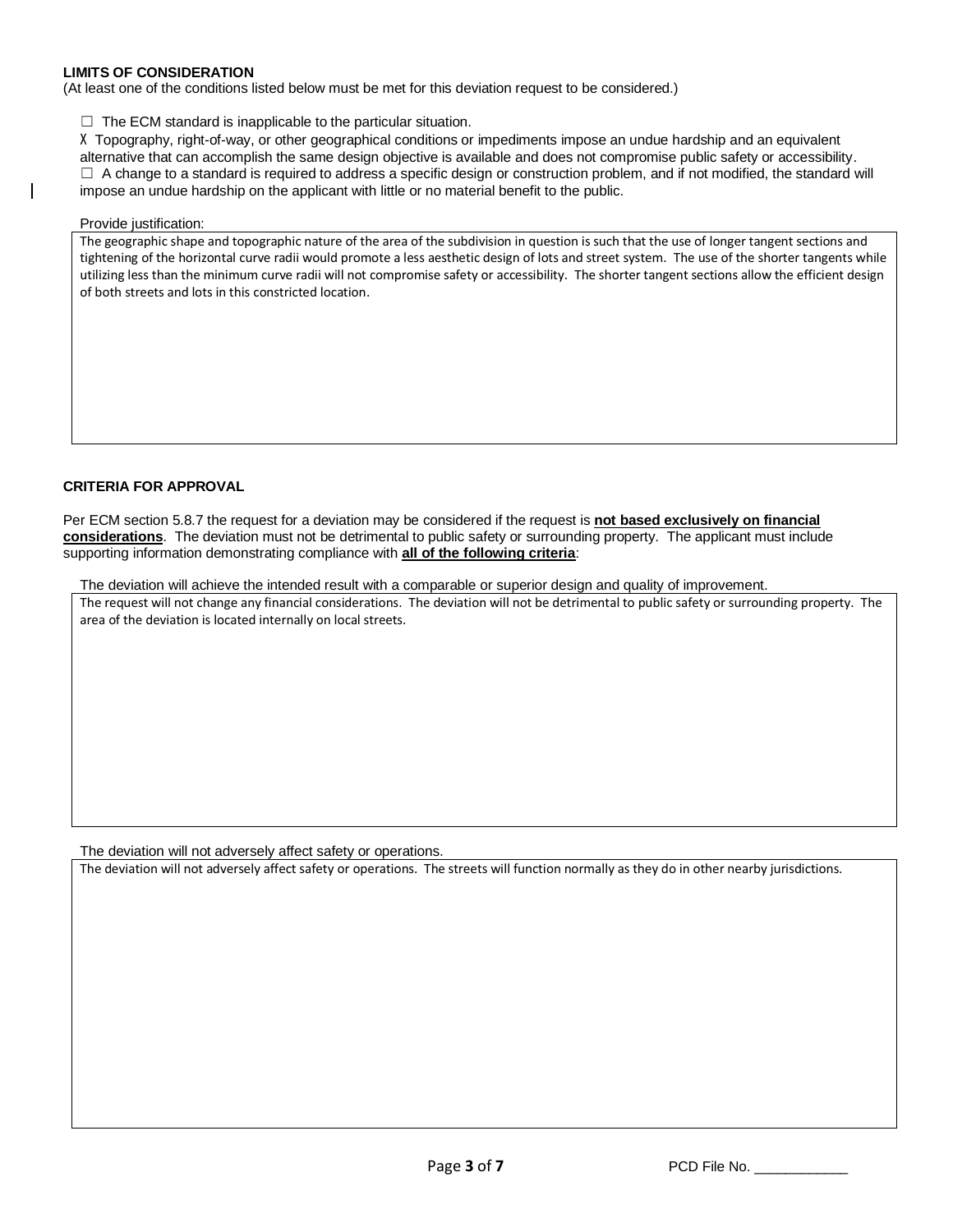**LIMITS OF CONSIDERATION**

(At least one of the conditions listed below must be met for this deviation request to be considered.)

☐ The ECM standard is inapplicable to the particular situation.

X Topography, right-of-way, or other geographical conditions or impediments impose an undue hardship and an equivalent alternative that can accomplish the same design objective is available and does not compromise public safety or accessibility.

☐ A change to a standard is required to address a specific design or construction problem, and if not modified, the standard will impose an undue hardship on the applicant with little or no material benefit to the public.

Provide justification:

The geographic shape and topographic nature of the area of the subdivision in question is such that the use of longer tangent sections and tightening of the horizontal curve radii would promote a less aesthetic design of lots and street system. The use of the shorter tangents while utilizing less than the minimum curve radii will not compromise safety or accessibility. The shorter tangent sections allow the efficient design of both streets and lots in this constricted location.

**CRITERIA FOR APPROVAL**

Per ECM section 5.8.7 the request for a deviation may be considered if the request is **not based exclusively on financial considerations**. The deviation must not be detrimental to public safety or surrounding property. The applicant must include supporting information demonstrating compliance with **all of the following criteria**:

The deviation will achieve the intended result with a comparable or superior design and quality of improvement.

The request will not change any financial considerations. The deviation will not be detrimental to public safety or surrounding property. The area of the deviation is located internally on local streets.

The deviation will not adversely affect safety or operations.

The deviation will not adversely affect safety or operations. The streets will function normally as they do in other nearby jurisdictions.

PCD File No. ____________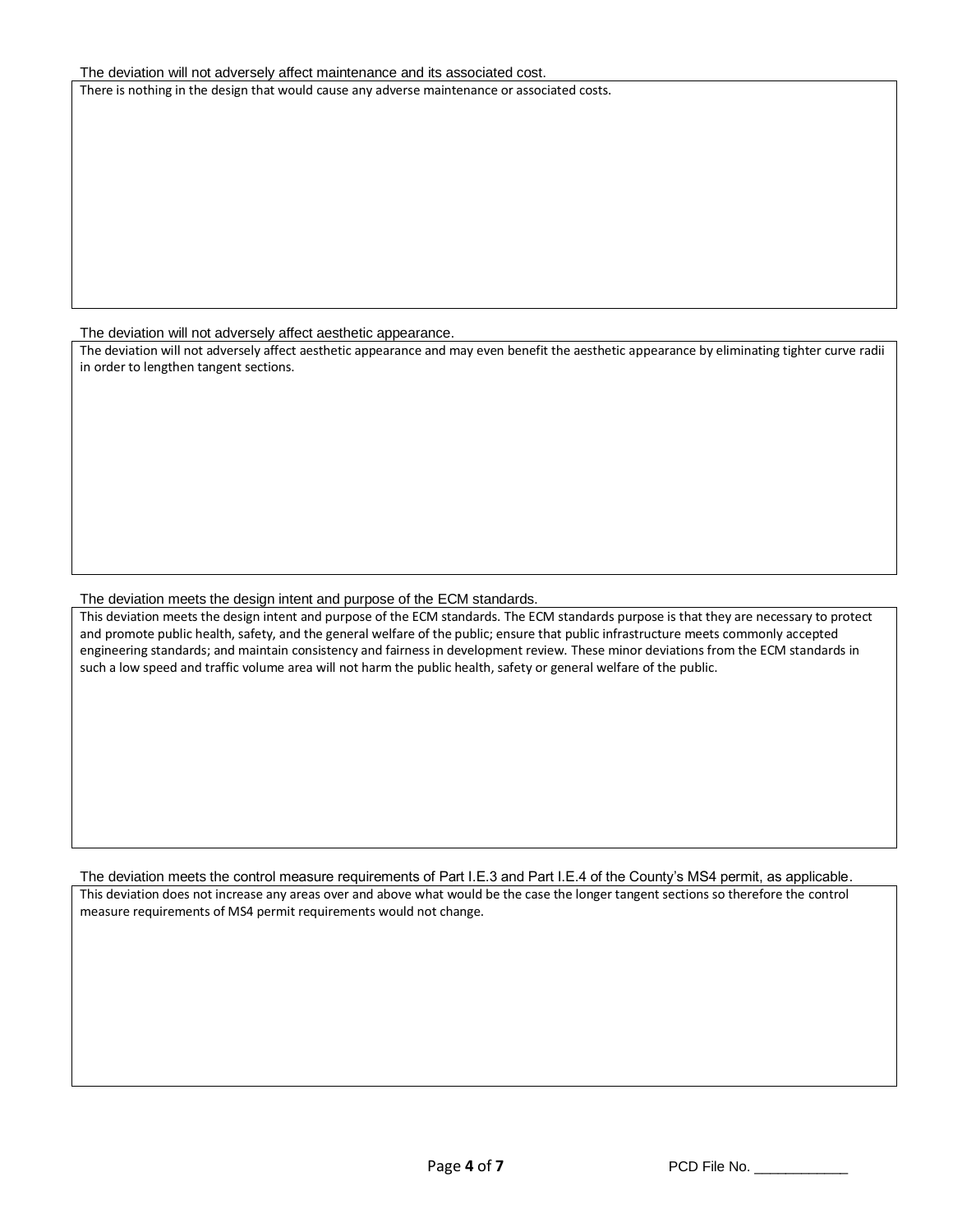The deviation will not adversely affect maintenance and its associated cost.

There is nothing in the design that would cause any adverse maintenance or associated costs.

The deviation will not adversely affect aesthetic appearance.

The deviation will not adversely affect aesthetic appearance and may even benefit the aesthetic appearance by eliminating tighter curve radii in order to lengthen tangent sections.

The deviation meets the design intent and purpose of the ECM standards.

This deviation meets the design intent and purpose of the ECM standards. The ECM standards purpose is that they are necessary to protect and promote public health, safety, and the general welfare of the public; ensure that public infrastructure meets commonly accepted engineering standards; and maintain consistency and fairness in development review. These minor deviations from the ECM standards in such a low speed and traffic volume area will not harm the public health, safety or general welfare of the public.

The deviation meets the control measure requirements of Part I.E.3 and Part I.E.4 of the County's MS4 permit, as applicable.

This deviation does not increase any areas over and above what would be the case the longer tangent sections so therefore the control measure requirements of MS4 permit requirements would not change.

PCD File No. ____________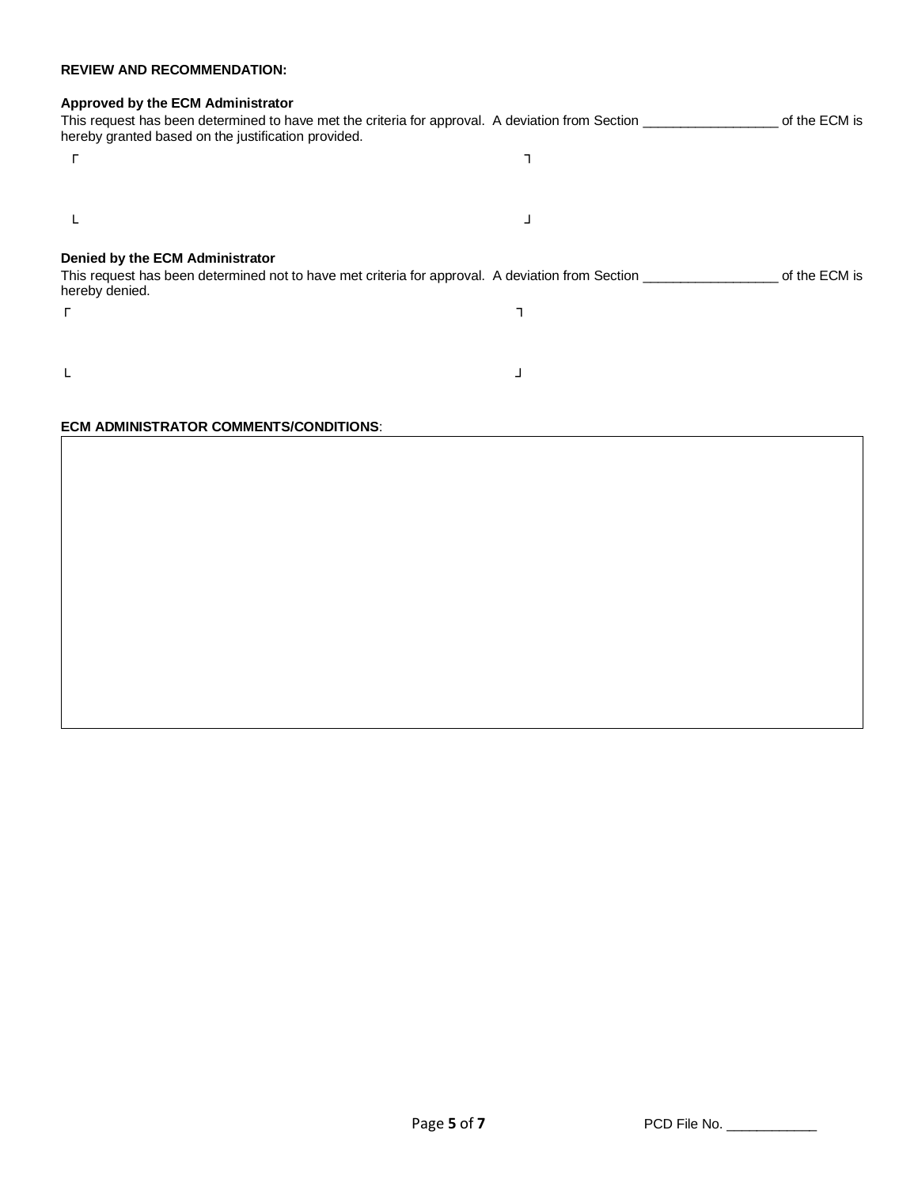**REVIEW AND RECOMMENDATION:**

**Approved by the ECM Administrator**

This request has been determined to have met the criteria for approval. A deviation from Section __________________ of the ECM is hereby granted based on the justification provided.

┌ ┐

└ ┘

**Denied by the ECM Administrator**

This request has been determined not to have met criteria for approval. A deviation from Section __________________ of the ECM is hereby denied.

┌ ┐

└ ┘

**ECM ADMINISTRATOR COMMENTS/CONDITIONS**:

PCD File No. ____________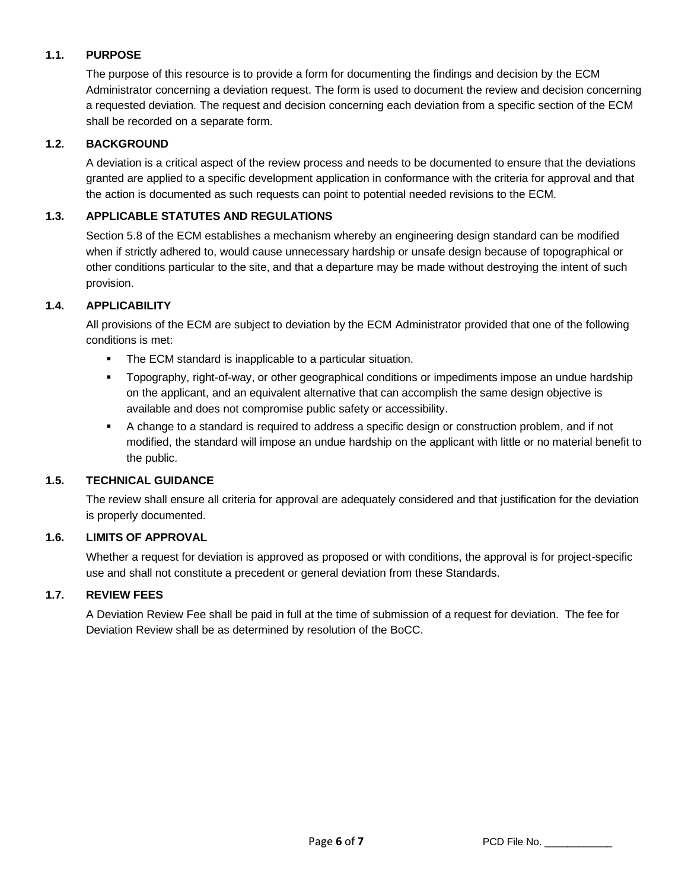### 1.1. PURPOSE

The purpose of this resource is to provide a form for documenting the findings and decision by the ECM Administrator concerning a deviation request. The form is used to document the review and decision concerning a requested deviation. The request and decision concerning each deviation from a specific section of the ECM shall be recorded on a separate form.

### 1.2. BACKGROUND

A deviation is a critical aspect of the review process and needs to be documented to ensure that the deviations granted are applied to a specific development application in conformance with the criteria for approval and that the action is documented as such requests can point to potential needed revisions to the ECM.

### 1.3. APPLICABLE STATUTES AND REGULATIONS

Section 5.8 of the ECM establishes a mechanism whereby an engineering design standard can be modified when if strictly adhered to, would cause unnecessary hardship or unsafe design because of topographical or other conditions particular to the site, and that a departure may be made without destroying the intent of such provision.

### 1.4. APPLICABILITY

All provisions of the ECM are subject to deviation by the ECM Administrator provided that one of the following conditions is met:

- The ECM standard is inapplicable to a particular situation.
- Topography, right-of-way, or other geographical conditions or impediments impose an undue hardship on the applicant, and an equivalent alternative that can accomplish the same design objective is available and does not compromise public safety or accessibility.
- A change to a standard is required to address a specific design or construction problem, and if not modified, the standard will impose an undue hardship on the applicant with little or no material benefit to the public.

### 1.5. TECHNICAL GUIDANCE

The review shall ensure all criteria for approval are adequately considered and that justification for the deviation is properly documented.

### 1.6. LIMITS OF APPROVAL

Whether a request for deviation is approved as proposed or with conditions, the approval is for project-specific use and shall not constitute a precedent or general deviation from these Standards.

### 1.7. REVIEW FEES

A Deviation Review Fee shall be paid in full at the time of submission of a request for deviation. The fee for Deviation Review shall be as determined by resolution of the BoCC.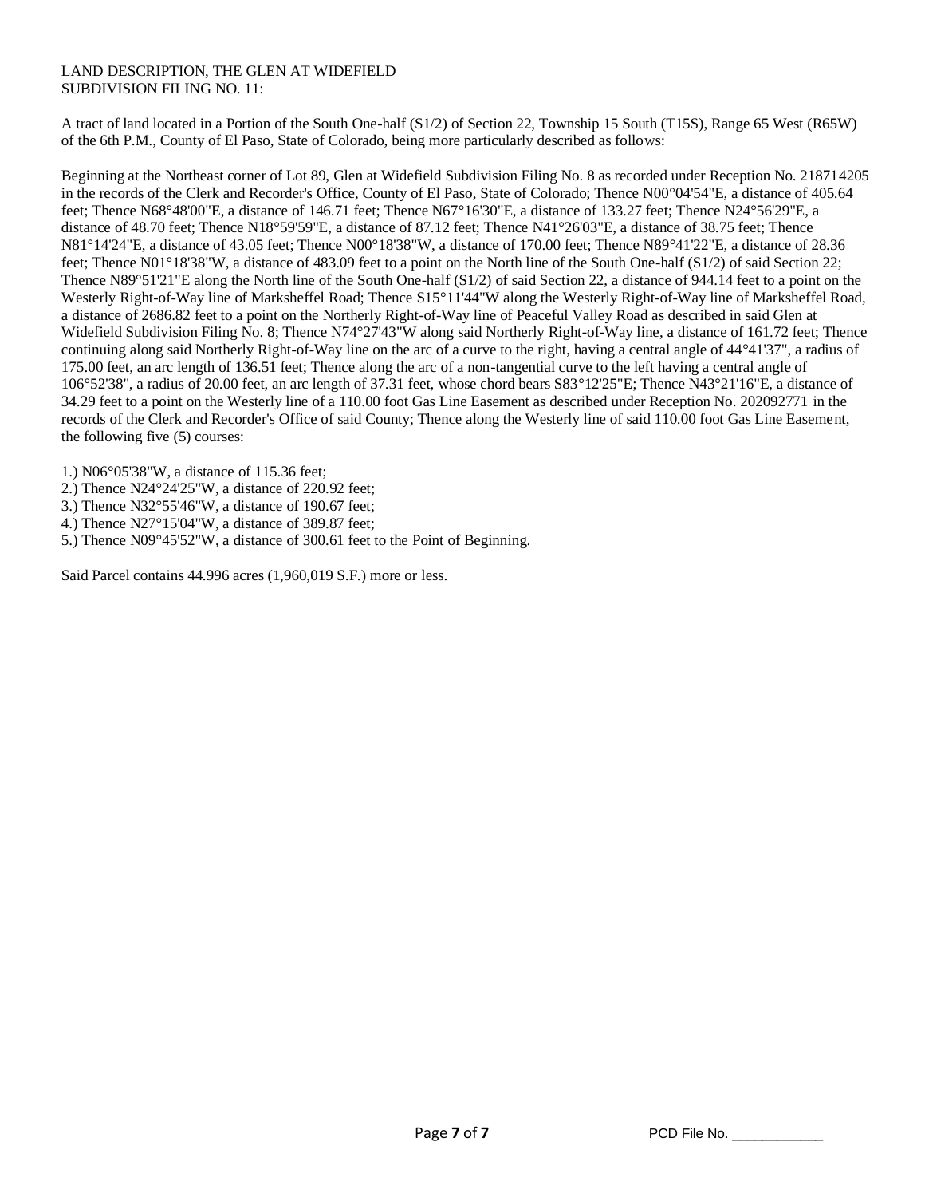LAND DESCRIPTION, THE GLEN AT WIDEFIELD
SUBDIVISION FILING NO. 11:

A tract of land located in a Portion of the South One-half (S1/2) of Section 22, Township 15 South (T15S), Range 65 West (R65W) of the 6th P.M., County of El Paso, State of Colorado, being more particularly described as follows:

Beginning at the Northeast corner of Lot 89, Glen at Widefield Subdivision Filing No. 8 as recorded under Reception No. 218714205 in the records of the Clerk and Recorder's Office, County of El Paso, State of Colorado; Thence N00°04'54"E, a distance of 405.64 feet; Thence N68°48'00"E, a distance of 146.71 feet; Thence N67°16'30"E, a distance of 133.27 feet; Thence N24°56'29"E, a distance of 48.70 feet; Thence N18°59'59"E, a distance of 87.12 feet; Thence N41°26'03"E, a distance of 38.75 feet; Thence N81°14'24"E, a distance of 43.05 feet; Thence N00°18'38"W, a distance of 170.00 feet; Thence N89°41'22"E, a distance of 28.36 feet; Thence N01°18'38"W, a distance of 483.09 feet to a point on the North line of the South One-half (S1/2) of said Section 22; Thence N89°51'21"E along the North line of the South One-half (S1/2) of said Section 22, a distance of 944.14 feet to a point on the Westerly Right-of-Way line of Marksheffel Road; Thence S15°11'44"W along the Westerly Right-of-Way line of Marksheffel Road, a distance of 2686.82 feet to a point on the Northerly Right-of-Way line of Peaceful Valley Road as described in said Glen at Widefield Subdivision Filing No. 8; Thence N74°27'43"W along said Northerly Right-of-Way line, a distance of 161.72 feet; Thence continuing along said Northerly Right-of-Way line on the arc of a curve to the right, having a central angle of 44°41'37", a radius of 175.00 feet, an arc length of 136.51 feet; Thence along the arc of a non-tangential curve to the left having a central angle of 106°52'38", a radius of 20.00 feet, an arc length of 37.31 feet, whose chord bears S83°12'25"E; Thence N43°21'16"E, a distance of 34.29 feet to a point on the Westerly line of a 110.00 foot Gas Line Easement as described under Reception No. 202092771 in the records of the Clerk and Recorder's Office of said County; Thence along the Westerly line of said 110.00 foot Gas Line Easement, the following five (5) courses:

1.) N06°05'38"W, a distance of 115.36 feet;
2.) Thence N24°24'25"W, a distance of 220.92 feet;
3.) Thence N32°55'46"W, a distance of 190.67 feet;
4.) Thence N27°15'04"W, a distance of 389.87 feet;
5.) Thence N09°45'52"W, a distance of 300.61 feet to the Point of Beginning.

Said Parcel contains 44.996 acres (1,960,019 S.F.) more or less.

PCD File No. ____________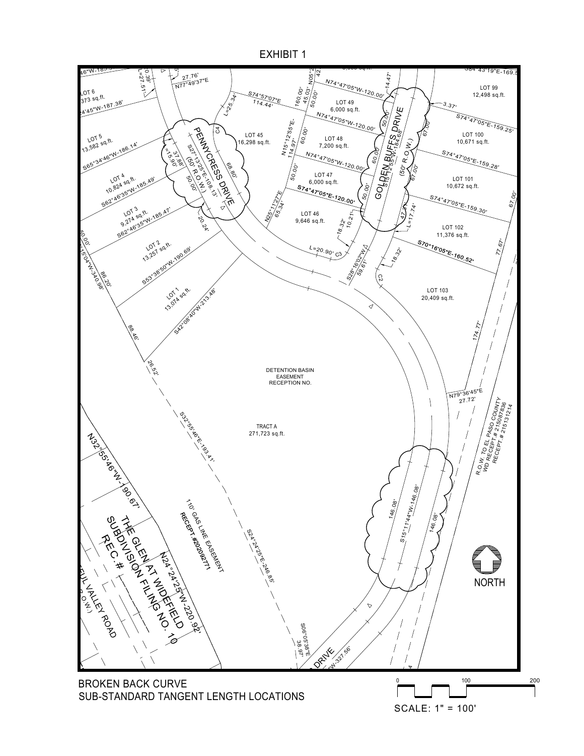# EXHIBIT 1

LOT 6
373 sq.ft.

LOT 5
13,582 sq.ft.

LOT 4
10,824 sq.ft.

LOT 3
9,274 sq.ft.

LOT 2
13,257 sq.ft.

LOT 1
13,074 sq.ft.

LOT 45
16,298 sq.ft.

LOT 46
9,646 sq.ft.

LOT 47
6,000 sq.ft.

LOT 48
7,200 sq.ft.

LOT 49
6,000 sq.ft.

LOT 99
12,498 sq.ft.

LOT 100
10,671 sq.ft.

LOT 101
10,672 sq.ft.

LOT 102
11,376 sq.ft.

LOT 103
20,409 sq.ft.

PENNYCRESS DRIVE
(50' R.O.W.)

GOLDEN BUFFS DRIVE
(50' R.O.W.)

DETENTION BASIN
EASEMENT
RECEPTION NO.

TRACT A
271,723 sq.ft.

110' GAS LINE EASEMENT
RECEPT. #202092771

THE GLEN AT WIDEFIELD
SUBDIVISION FILING NO. 10
REC. #

R.O.W. TO EL PASO COUNTY
WD RECEPT.# 215067836
RECEPT.# 215131214

NORTH

BROKEN BACK CURVE
SUB-STANDARD TANGENT LENGTH LOCATIONS

SCALE: 1" = 100'